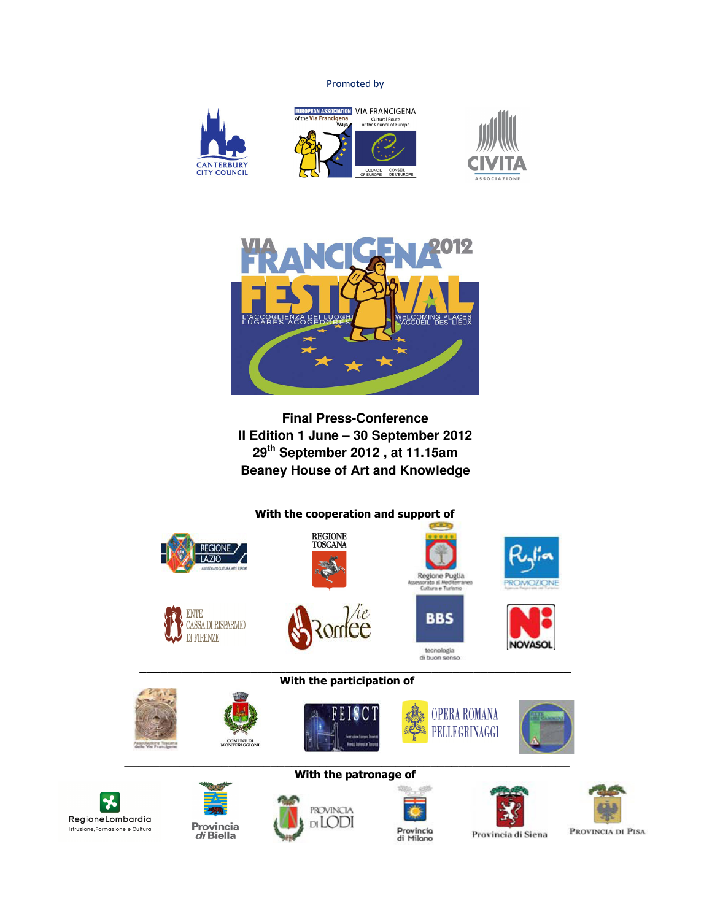Promoted by

CANTERBURY CITY COUNCIL

EUROPEAN ASSOCIATION of the Via Francigena Ways

VIA FRANCIGENA Cultural Route of the Council of Europe

COUNCIL OF EUROPE CONSEIL DE L'EUROPE

CIVITA ASSOCIAZIONE

VIA FRANCIGENA 2012 FESTIVAL

L'ACCOGLIENZA DEI LUOGHI LUGARES ACOGEDORES WELCOMING PLACES L'ACCUEIL DES LIEUX

**Final Press-Conference**
**II Edition 1 June – 30 September 2012**
**29th September 2012 , at 11.15am**
**Beaney House of Art and Knowledge**

**With the cooperation and support of**

REGIONE LAZIO

REGIONE TOSCANA

Regione Puglia Assessorato al Mediterraneo Cultura e Turismo

Puglia PROMOZIONE

ENTE CASSA DI RISPARMIO DI FIRENZE

Vie Romee

BBS tecnologia di buon senso

NOVASOL

---

**With the participation of**

Associazione Toscana delle Vie Francigene

COMUNE DI MONTERIGGIONI

FEISCT

OPERA ROMANA PELLEGRINAGGI

---

**With the patronage of**

RegioneLombardia Istruzione, Formazione e Cultura

Provincia di Biella

PROVINCIA DI LODI

Provincia di Milano

Provincia di Siena

PROVINCIA DI PISA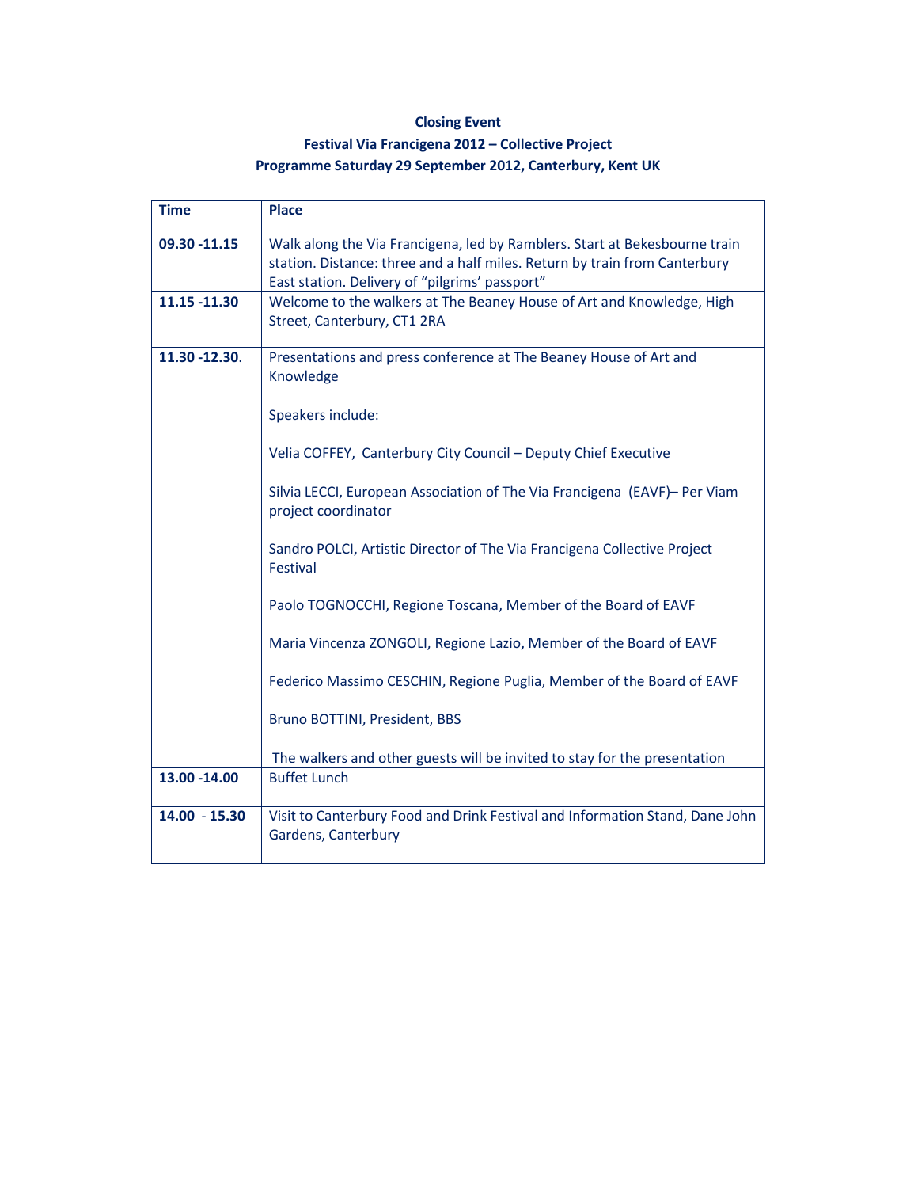**Closing Event**

**Festival Via Francigena 2012 – Collective Project**

**Programme Saturday 29 September 2012, Canterbury, Kent UK**

| **Time** | **Place** |
|---|---|
| **09.30 -11.15** | Walk along the Via Francigena, led by Ramblers. Start at Bekesbourne train station. Distance: three and a half miles. Return by train from Canterbury East station. Delivery of "pilgrims' passport" |
| **11.15 -11.30** | Welcome to the walkers at The Beaney House of Art and Knowledge, High Street, Canterbury, CT1 2RA |
| **11.30 -12.30**. | Presentations and press conference at The Beaney House of Art and Knowledge<br><br>Speakers include:<br><br>Velia COFFEY, Canterbury City Council – Deputy Chief Executive<br><br>Silvia LECCI, European Association of The Via Francigena (EAVF)– Per Viam project coordinator<br><br>Sandro POLCI, Artistic Director of The Via Francigena Collective Project Festival<br><br>Paolo TOGNOCCHI, Regione Toscana, Member of the Board of EAVF<br><br>Maria Vincenza ZONGOLI, Regione Lazio, Member of the Board of EAVF<br><br>Federico Massimo CESCHIN, Regione Puglia, Member of the Board of EAVF<br><br>Bruno BOTTINI, President, BBS<br><br>The walkers and other guests will be invited to stay for the presentation |
| **13.00 -14.00** | Buffet Lunch |
| **14.00 - 15.30** | Visit to Canterbury Food and Drink Festival and Information Stand, Dane John Gardens, Canterbury |